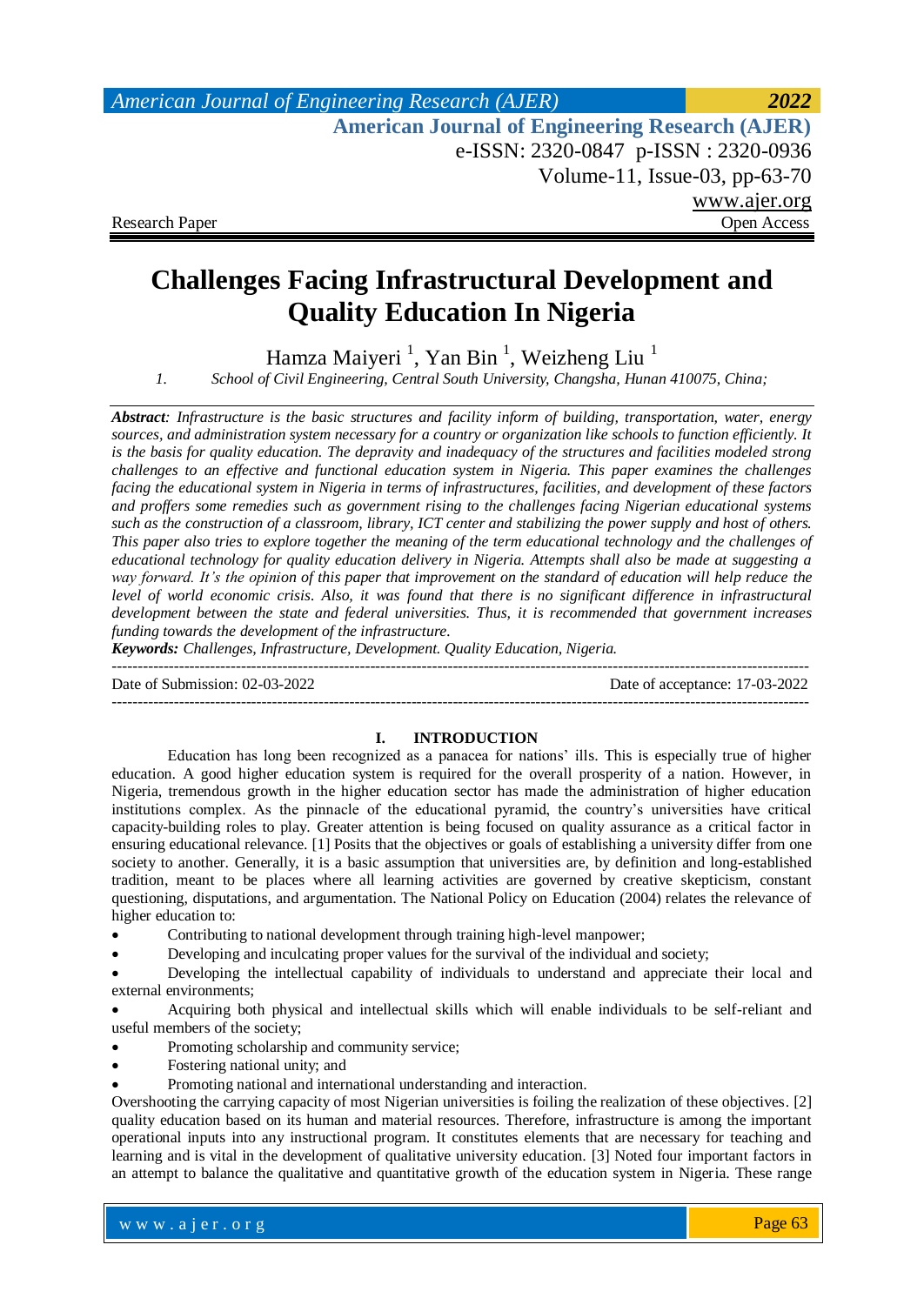Research Paper | Open Access

# Challenges Facing Infrastructural Development and Quality Education In Nigeria

Hamza Maiyeri [1], Yan Bin [1], Weizheng Liu [1]

1. *School of Civil Engineering, Central South University, Changsha, Hunan 410075, China;*

***Abstract****: Infrastructure is the basic structures and facility inform of building, transportation, water, energy sources, and administration system necessary for a country or organization like schools to function efficiently. It is the basis for quality education. The depravity and inadequacy of the structures and facilities modeled strong challenges to an effective and functional education system in Nigeria. This paper examines the challenges facing the educational system in Nigeria in terms of infrastructures, facilities, and development of these factors and proffers some remedies such as government rising to the challenges facing Nigerian educational systems such as the construction of a classroom, library, ICT center and stabilizing the power supply and host of others. This paper also tries to explore together the meaning of the term educational technology and the challenges of educational technology for quality education delivery in Nigeria. Attempts shall also be made at suggesting a way forward. It's the opinion of this paper that improvement on the standard of education will help reduce the level of world economic crisis. Also, it was found that there is no significant difference in infrastructural development between the state and federal universities. Thus, it is recommended that government increases funding towards the development of the infrastructure.*

***Keywords:*** *Challenges, Infrastructure, Development. Quality Education, Nigeria.*

---

Date of Submission: 02-03-2022 | Date of acceptance: 17-03-2022

---

## I. INTRODUCTION

Education has long been recognized as a panacea for nations' ills. This is especially true of higher education. A good higher education system is required for the overall prosperity of a nation. However, in Nigeria, tremendous growth in the higher education sector has made the administration of higher education institutions complex. As the pinnacle of the educational pyramid, the country's universities have critical capacity-building roles to play. Greater attention is being focused on quality assurance as a critical factor in ensuring educational relevance. [1] Posits that the objectives or goals of establishing a university differ from one society to another. Generally, it is a basic assumption that universities are, by definition and long-established tradition, meant to be places where all learning activities are governed by creative skepticism, constant questioning, disputations, and argumentation. The National Policy on Education (2004) relates the relevance of higher education to:

- Contributing to national development through training high-level manpower;
- Developing and inculcating proper values for the survival of the individual and society;
- Developing the intellectual capability of individuals to understand and appreciate their local and external environments;
- Acquiring both physical and intellectual skills which will enable individuals to be self-reliant and useful members of the society;
- Promoting scholarship and community service;
- Fostering national unity; and
- Promoting national and international understanding and interaction.

Overshooting the carrying capacity of most Nigerian universities is foiling the realization of these objectives. [2] quality education based on its human and material resources. Therefore, infrastructure is among the important operational inputs into any instructional program. It constitutes elements that are necessary for teaching and learning and is vital in the development of qualitative university education. [3] Noted four important factors in an attempt to balance the qualitative and quantitative growth of the education system in Nigeria. These range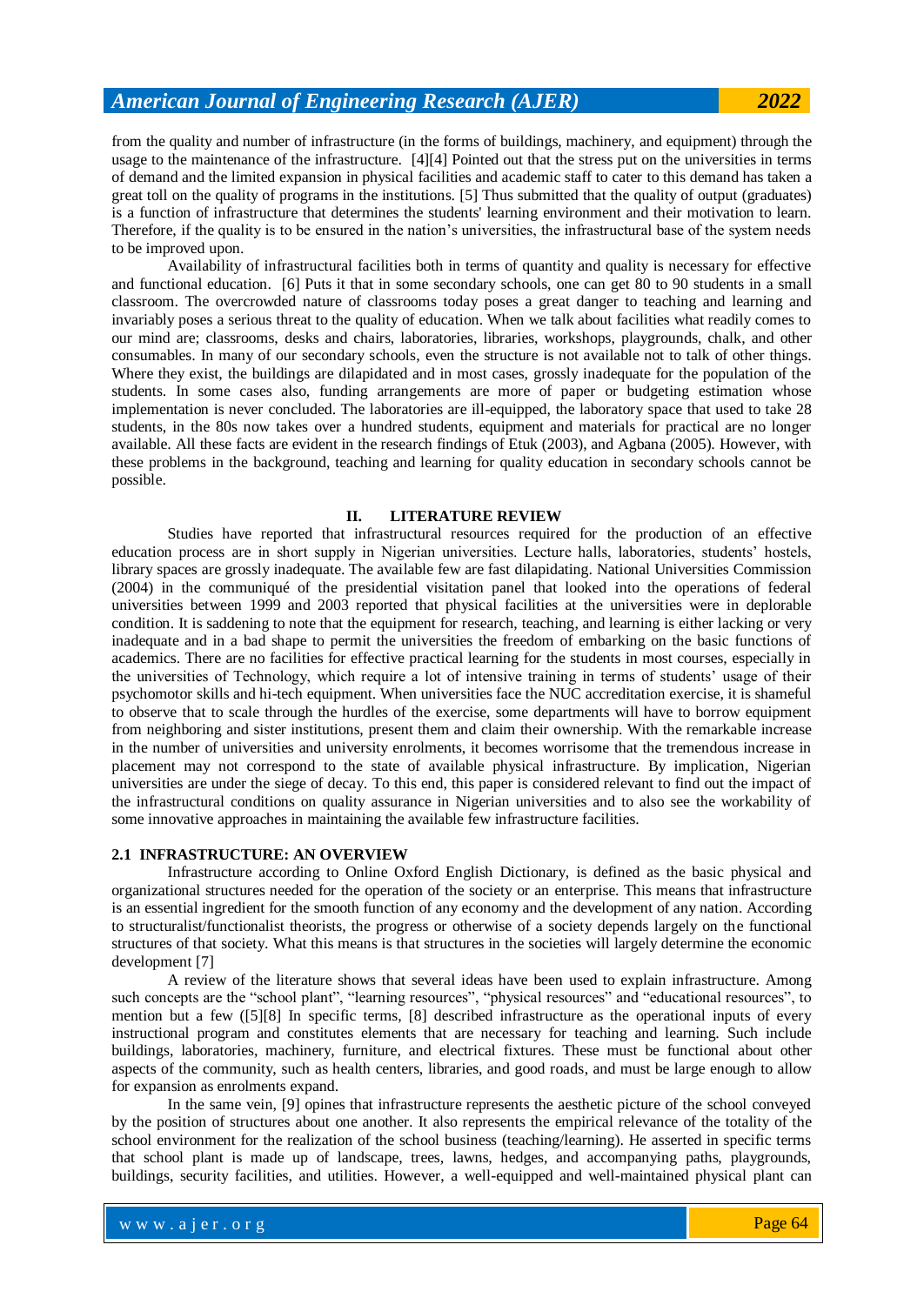from the quality and number of infrastructure (in the forms of buildings, machinery, and equipment) through the usage to the maintenance of the infrastructure. [4][4] Pointed out that the stress put on the universities in terms of demand and the limited expansion in physical facilities and academic staff to cater to this demand has taken a great toll on the quality of programs in the institutions. [5] Thus submitted that the quality of output (graduates) is a function of infrastructure that determines the students' learning environment and their motivation to learn. Therefore, if the quality is to be ensured in the nation's universities, the infrastructural base of the system needs to be improved upon.

Availability of infrastructural facilities both in terms of quantity and quality is necessary for effective and functional education. [6] Puts it that in some secondary schools, one can get 80 to 90 students in a small classroom. The overcrowded nature of classrooms today poses a great danger to teaching and learning and invariably poses a serious threat to the quality of education. When we talk about facilities what readily comes to our mind are; classrooms, desks and chairs, laboratories, libraries, workshops, playgrounds, chalk, and other consumables. In many of our secondary schools, even the structure is not available not to talk of other things. Where they exist, the buildings are dilapidated and in most cases, grossly inadequate for the population of the students. In some cases also, funding arrangements are more of paper or budgeting estimation whose implementation is never concluded. The laboratories are ill-equipped, the laboratory space that used to take 28 students, in the 80s now takes over a hundred students, equipment and materials for practical are no longer available. All these facts are evident in the research findings of Etuk (2003), and Agbana (2005). However, with these problems in the background, teaching and learning for quality education in secondary schools cannot be possible.

## II. LITERATURE REVIEW

Studies have reported that infrastructural resources required for the production of an effective education process are in short supply in Nigerian universities. Lecture halls, laboratories, students' hostels, library spaces are grossly inadequate. The available few are fast dilapidating. National Universities Commission (2004) in the communiqué of the presidential visitation panel that looked into the operations of federal universities between 1999 and 2003 reported that physical facilities at the universities were in deplorable condition. It is saddening to note that the equipment for research, teaching, and learning is either lacking or very inadequate and in a bad shape to permit the universities the freedom of embarking on the basic functions of academics. There are no facilities for effective practical learning for the students in most courses, especially in the universities of Technology, which require a lot of intensive training in terms of students' usage of their psychomotor skills and hi-tech equipment. When universities face the NUC accreditation exercise, it is shameful to observe that to scale through the hurdles of the exercise, some departments will have to borrow equipment from neighboring and sister institutions, present them and claim their ownership. With the remarkable increase in the number of universities and university enrolments, it becomes worrisome that the tremendous increase in placement may not correspond to the state of available physical infrastructure. By implication, Nigerian universities are under the siege of decay. To this end, this paper is considered relevant to find out the impact of the infrastructural conditions on quality assurance in Nigerian universities and to also see the workability of some innovative approaches in maintaining the available few infrastructure facilities.

### 2.1 INFRASTRUCTURE: AN OVERVIEW

Infrastructure according to Online Oxford English Dictionary, is defined as the basic physical and organizational structures needed for the operation of the society or an enterprise. This means that infrastructure is an essential ingredient for the smooth function of any economy and the development of any nation. According to structuralist/functionalist theorists, the progress or otherwise of a society depends largely on the functional structures of that society. What this means is that structures in the societies will largely determine the economic development [7]

A review of the literature shows that several ideas have been used to explain infrastructure. Among such concepts are the "school plant", "learning resources", "physical resources" and "educational resources", to mention but a few ([5][8] In specific terms, [8] described infrastructure as the operational inputs of every instructional program and constitutes elements that are necessary for teaching and learning. Such include buildings, laboratories, machinery, furniture, and electrical fixtures. These must be functional about other aspects of the community, such as health centers, libraries, and good roads, and must be large enough to allow for expansion as enrolments expand.

In the same vein, [9] opines that infrastructure represents the aesthetic picture of the school conveyed by the position of structures about one another. It also represents the empirical relevance of the totality of the school environment for the realization of the school business (teaching/learning). He asserted in specific terms that school plant is made up of landscape, trees, lawns, hedges, and accompanying paths, playgrounds, buildings, security facilities, and utilities. However, a well-equipped and well-maintained physical plant can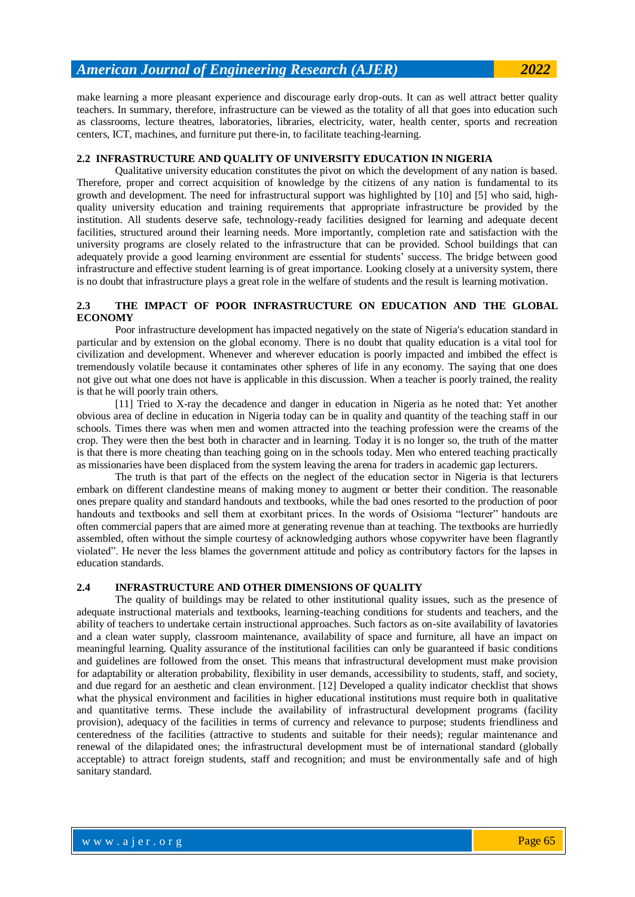make learning a more pleasant experience and discourage early drop-outs. It can as well attract better quality teachers. In summary, therefore, infrastructure can be viewed as the totality of all that goes into education such as classrooms, lecture theatres, laboratories, libraries, electricity, water, health center, sports and recreation centers, ICT, machines, and furniture put there-in, to facilitate teaching-learning.

## 2.2 INFRASTRUCTURE AND QUALITY OF UNIVERSITY EDUCATION IN NIGERIA

Qualitative university education constitutes the pivot on which the development of any nation is based. Therefore, proper and correct acquisition of knowledge by the citizens of any nation is fundamental to its growth and development. The need for infrastructural support was highlighted by [10] and [5] who said, high-quality university education and training requirements that appropriate infrastructure be provided by the institution. All students deserve safe, technology-ready facilities designed for learning and adequate decent facilities, structured around their learning needs. More importantly, completion rate and satisfaction with the university programs are closely related to the infrastructure that can be provided. School buildings that can adequately provide a good learning environment are essential for students' success. The bridge between good infrastructure and effective student learning is of great importance. Looking closely at a university system, there is no doubt that infrastructure plays a great role in the welfare of students and the result is learning motivation.

## 2.3 THE IMPACT OF POOR INFRASTRUCTURE ON EDUCATION AND THE GLOBAL ECONOMY

Poor infrastructure development has impacted negatively on the state of Nigeria's education standard in particular and by extension on the global economy. There is no doubt that quality education is a vital tool for civilization and development. Whenever and wherever education is poorly impacted and imbibed the effect is tremendously volatile because it contaminates other spheres of life in any economy. The saying that one does not give out what one does not have is applicable in this discussion. When a teacher is poorly trained, the reality is that he will poorly train others.

[11] Tried to X-ray the decadence and danger in education in Nigeria as he noted that: Yet another obvious area of decline in education in Nigeria today can be in quality and quantity of the teaching staff in our schools. Times there was when men and women attracted into the teaching profession were the creams of the crop. They were then the best both in character and in learning. Today it is no longer so, the truth of the matter is that there is more cheating than teaching going on in the schools today. Men who entered teaching practically as missionaries have been displaced from the system leaving the arena for traders in academic gap lecturers.

The truth is that part of the effects on the neglect of the education sector in Nigeria is that lecturers embark on different clandestine means of making money to augment or better their condition. The reasonable ones prepare quality and standard handouts and textbooks, while the bad ones resorted to the production of poor handouts and textbooks and sell them at exorbitant prices. In the words of Osisioma "lecturer" handouts are often commercial papers that are aimed more at generating revenue than at teaching. The textbooks are hurriedly assembled, often without the simple courtesy of acknowledging authors whose copywriter have been flagrantly violated". He never the less blames the government attitude and policy as contributory factors for the lapses in education standards.

## 2.4 INFRASTRUCTURE AND OTHER DIMENSIONS OF QUALITY

The quality of buildings may be related to other institutional quality issues, such as the presence of adequate instructional materials and textbooks, learning-teaching conditions for students and teachers, and the ability of teachers to undertake certain instructional approaches. Such factors as on-site availability of lavatories and a clean water supply, classroom maintenance, availability of space and furniture, all have an impact on meaningful learning. Quality assurance of the institutional facilities can only be guaranteed if basic conditions and guidelines are followed from the onset. This means that infrastructural development must make provision for adaptability or alteration probability, flexibility in user demands, accessibility to students, staff, and society, and due regard for an aesthetic and clean environment. [12] Developed a quality indicator checklist that shows what the physical environment and facilities in higher educational institutions must require both in qualitative and quantitative terms. These include the availability of infrastructural development programs (facility provision), adequacy of the facilities in terms of currency and relevance to purpose; students friendliness and centeredness of the facilities (attractive to students and suitable for their needs); regular maintenance and renewal of the dilapidated ones; the infrastructural development must be of international standard (globally acceptable) to attract foreign students, staff and recognition; and must be environmentally safe and of high sanitary standard.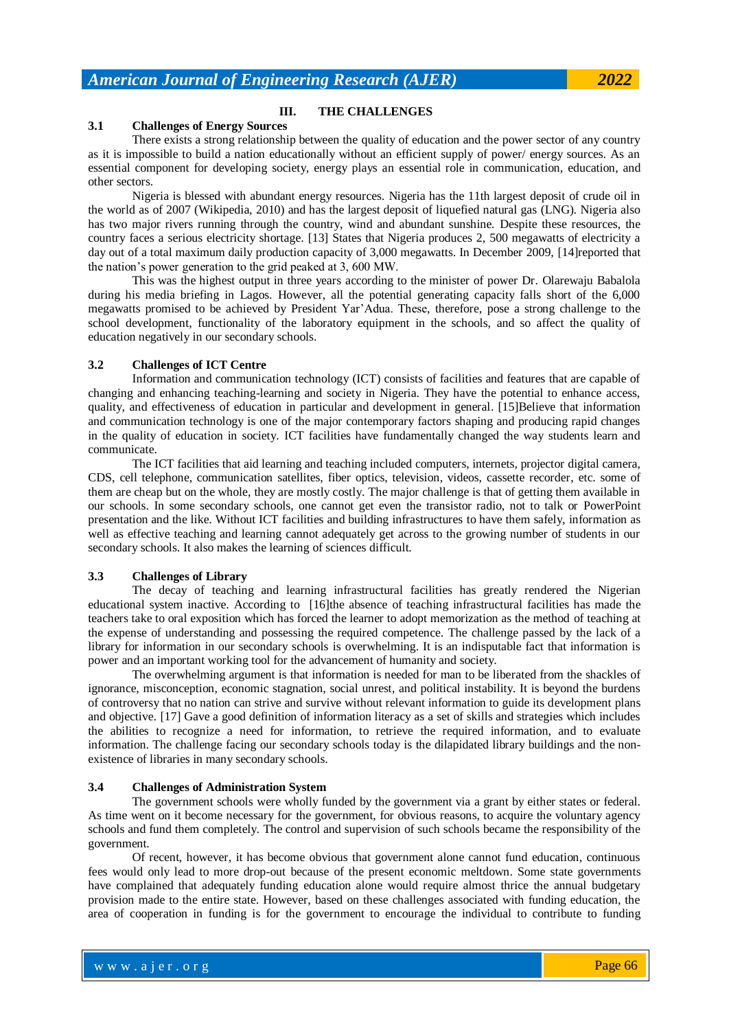## III. THE CHALLENGES

### 3.1 Challenges of Energy Sources

There exists a strong relationship between the quality of education and the power sector of any country as it is impossible to build a nation educationally without an efficient supply of power/ energy sources. As an essential component for developing society, energy plays an essential role in communication, education, and other sectors.

Nigeria is blessed with abundant energy resources. Nigeria has the 11th largest deposit of crude oil in the world as of 2007 (Wikipedia, 2010) and has the largest deposit of liquefied natural gas (LNG). Nigeria also has two major rivers running through the country, wind and abundant sunshine. Despite these resources, the country faces a serious electricity shortage. [13] States that Nigeria produces 2, 500 megawatts of electricity a day out of a total maximum daily production capacity of 3,000 megawatts. In December 2009, [14]reported that the nation's power generation to the grid peaked at 3, 600 MW.

This was the highest output in three years according to the minister of power Dr. Olarewaju Babalola during his media briefing in Lagos. However, all the potential generating capacity falls short of the 6,000 megawatts promised to be achieved by President Yar'Adua. These, therefore, pose a strong challenge to the school development, functionality of the laboratory equipment in the schools, and so affect the quality of education negatively in our secondary schools.

### 3.2 Challenges of ICT Centre

Information and communication technology (ICT) consists of facilities and features that are capable of changing and enhancing teaching-learning and society in Nigeria. They have the potential to enhance access, quality, and effectiveness of education in particular and development in general. [15]Believe that information and communication technology is one of the major contemporary factors shaping and producing rapid changes in the quality of education in society. ICT facilities have fundamentally changed the way students learn and communicate.

The ICT facilities that aid learning and teaching included computers, internets, projector digital camera, CDS, cell telephone, communication satellites, fiber optics, television, videos, cassette recorder, etc. some of them are cheap but on the whole, they are mostly costly. The major challenge is that of getting them available in our schools. In some secondary schools, one cannot get even the transistor radio, not to talk or PowerPoint presentation and the like. Without ICT facilities and building infrastructures to have them safely, information as well as effective teaching and learning cannot adequately get across to the growing number of students in our secondary schools. It also makes the learning of sciences difficult.

### 3.3 Challenges of Library

The decay of teaching and learning infrastructural facilities has greatly rendered the Nigerian educational system inactive. According to [16]the absence of teaching infrastructural facilities has made the teachers take to oral exposition which has forced the learner to adopt memorization as the method of teaching at the expense of understanding and possessing the required competence. The challenge passed by the lack of a library for information in our secondary schools is overwhelming. It is an indisputable fact that information is power and an important working tool for the advancement of humanity and society.

The overwhelming argument is that information is needed for man to be liberated from the shackles of ignorance, misconception, economic stagnation, social unrest, and political instability. It is beyond the burdens of controversy that no nation can strive and survive without relevant information to guide its development plans and objective. [17] Gave a good definition of information literacy as a set of skills and strategies which includes the abilities to recognize a need for information, to retrieve the required information, and to evaluate information. The challenge facing our secondary schools today is the dilapidated library buildings and the non-existence of libraries in many secondary schools.

### 3.4 Challenges of Administration System

The government schools were wholly funded by the government via a grant by either states or federal. As time went on it become necessary for the government, for obvious reasons, to acquire the voluntary agency schools and fund them completely. The control and supervision of such schools became the responsibility of the government.

Of recent, however, it has become obvious that government alone cannot fund education, continuous fees would only lead to more drop-out because of the present economic meltdown. Some state governments have complained that adequately funding education alone would require almost thrice the annual budgetary provision made to the entire state. However, based on these challenges associated with funding education, the area of cooperation in funding is for the government to encourage the individual to contribute to funding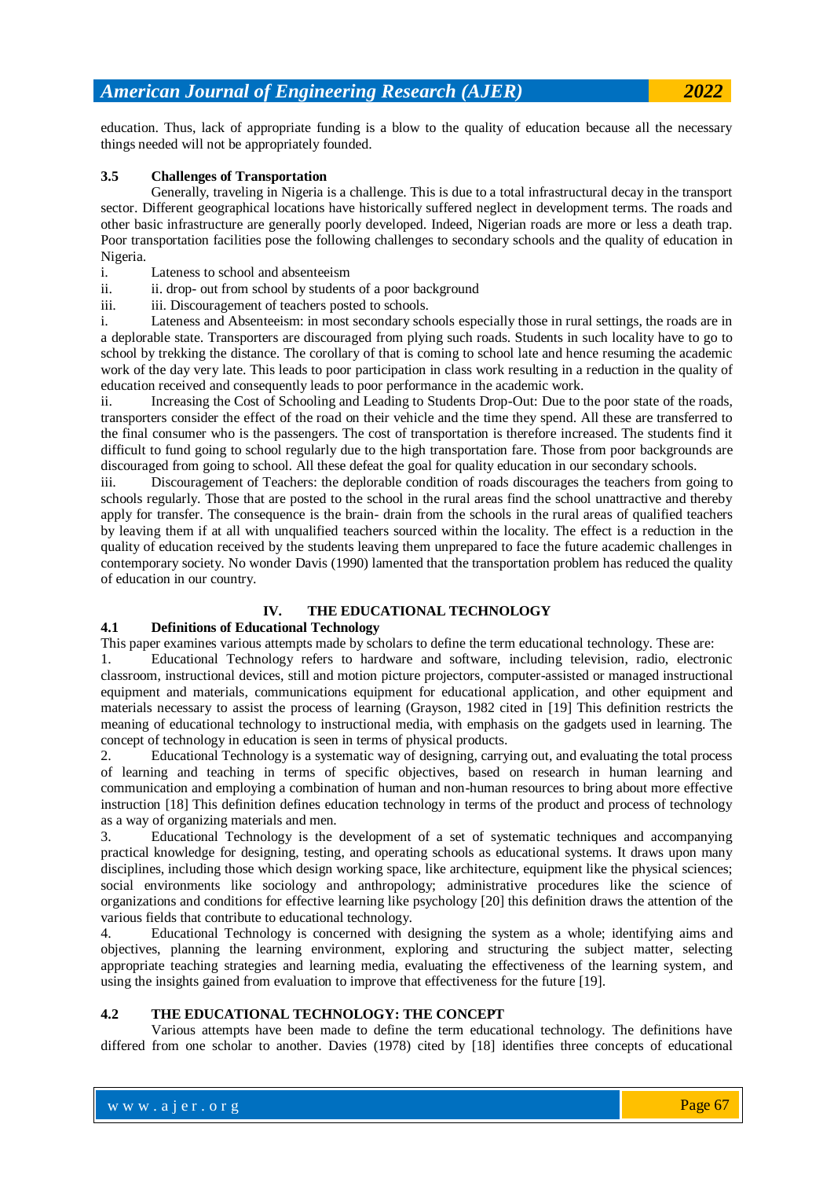education. Thus, lack of appropriate funding is a blow to the quality of education because all the necessary things needed will not be appropriately founded.

### 3.5 Challenges of Transportation

Generally, traveling in Nigeria is a challenge. This is due to a total infrastructural decay in the transport sector. Different geographical locations have historically suffered neglect in development terms. The roads and other basic infrastructure are generally poorly developed. Indeed, Nigerian roads are more or less a death trap. Poor transportation facilities pose the following challenges to secondary schools and the quality of education in Nigeria.

i. Lateness to school and absenteeism
ii. ii. drop- out from school by students of a poor background
iii. iii. Discouragement of teachers posted to schools.

i. Lateness and Absenteeism: in most secondary schools especially those in rural settings, the roads are in a deplorable state. Transporters are discouraged from plying such roads. Students in such locality have to go to school by trekking the distance. The corollary of that is coming to school late and hence resuming the academic work of the day very late. This leads to poor participation in class work resulting in a reduction in the quality of education received and consequently leads to poor performance in the academic work.

ii. Increasing the Cost of Schooling and Leading to Students Drop-Out: Due to the poor state of the roads, transporters consider the effect of the road on their vehicle and the time they spend. All these are transferred to the final consumer who is the passengers. The cost of transportation is therefore increased. The students find it difficult to fund going to school regularly due to the high transportation fare. Those from poor backgrounds are discouraged from going to school. All these defeat the goal for quality education in our secondary schools.

iii. Discouragement of Teachers: the deplorable condition of roads discourages the teachers from going to schools regularly. Those that are posted to the school in the rural areas find the school unattractive and thereby apply for transfer. The consequence is the brain- drain from the schools in the rural areas of qualified teachers by leaving them if at all with unqualified teachers sourced within the locality. The effect is a reduction in the quality of education received by the students leaving them unprepared to face the future academic challenges in contemporary society. No wonder Davis (1990) lamented that the transportation problem has reduced the quality of education in our country.

## IV. THE EDUCATIONAL TECHNOLOGY

### 4.1 Definitions of Educational Technology

This paper examines various attempts made by scholars to define the term educational technology. These are:

1. Educational Technology refers to hardware and software, including television, radio, electronic classroom, instructional devices, still and motion picture projectors, computer-assisted or managed instructional equipment and materials, communications equipment for educational application, and other equipment and materials necessary to assist the process of learning (Grayson, 1982 cited in [19] This definition restricts the meaning of educational technology to instructional media, with emphasis on the gadgets used in learning. The concept of technology in education is seen in terms of physical products.
2. Educational Technology is a systematic way of designing, carrying out, and evaluating the total process of learning and teaching in terms of specific objectives, based on research in human learning and communication and employing a combination of human and non-human resources to bring about more effective instruction [18] This definition defines education technology in terms of the product and process of technology as a way of organizing materials and men.
3. Educational Technology is the development of a set of systematic techniques and accompanying practical knowledge for designing, testing, and operating schools as educational systems. It draws upon many disciplines, including those which design working space, like architecture, equipment like the physical sciences; social environments like sociology and anthropology; administrative procedures like the science of organizations and conditions for effective learning like psychology [20] this definition draws the attention of the various fields that contribute to educational technology.
4. Educational Technology is concerned with designing the system as a whole; identifying aims and objectives, planning the learning environment, exploring and structuring the subject matter, selecting appropriate teaching strategies and learning media, evaluating the effectiveness of the learning system, and using the insights gained from evaluation to improve that effectiveness for the future [19].

### 4.2 THE EDUCATIONAL TECHNOLOGY: THE CONCEPT

Various attempts have been made to define the term educational technology. The definitions have differed from one scholar to another. Davies (1978) cited by [18] identifies three concepts of educational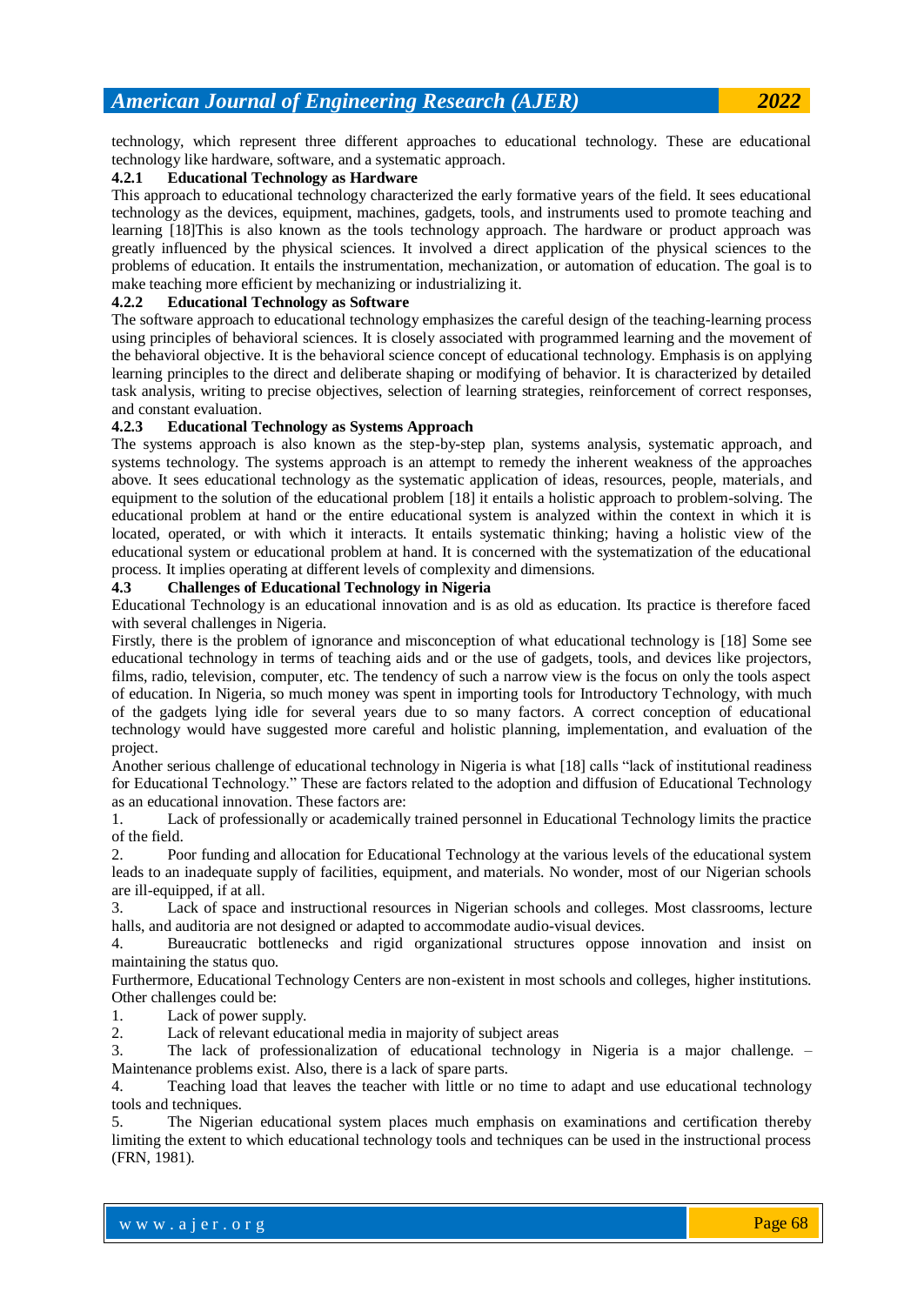technology, which represent three different approaches to educational technology. These are educational technology like hardware, software, and a systematic approach.

#### 4.2.1 Educational Technology as Hardware

This approach to educational technology characterized the early formative years of the field. It sees educational technology as the devices, equipment, machines, gadgets, tools, and instruments used to promote teaching and learning [18]This is also known as the tools technology approach. The hardware or product approach was greatly influenced by the physical sciences. It involved a direct application of the physical sciences to the problems of education. It entails the instrumentation, mechanization, or automation of education. The goal is to make teaching more efficient by mechanizing or industrializing it.

#### 4.2.2 Educational Technology as Software

The software approach to educational technology emphasizes the careful design of the teaching-learning process using principles of behavioral sciences. It is closely associated with programmed learning and the movement of the behavioral objective. It is the behavioral science concept of educational technology. Emphasis is on applying learning principles to the direct and deliberate shaping or modifying of behavior. It is characterized by detailed task analysis, writing to precise objectives, selection of learning strategies, reinforcement of correct responses, and constant evaluation.

#### 4.2.3 Educational Technology as Systems Approach

The systems approach is also known as the step-by-step plan, systems analysis, systematic approach, and systems technology. The systems approach is an attempt to remedy the inherent weakness of the approaches above. It sees educational technology as the systematic application of ideas, resources, people, materials, and equipment to the solution of the educational problem [18] it entails a holistic approach to problem-solving. The educational problem at hand or the entire educational system is analyzed within the context in which it is located, operated, or with which it interacts. It entails systematic thinking; having a holistic view of the educational system or educational problem at hand. It is concerned with the systematization of the educational process. It implies operating at different levels of complexity and dimensions.

### 4.3 Challenges of Educational Technology in Nigeria

Educational Technology is an educational innovation and is as old as education. Its practice is therefore faced with several challenges in Nigeria.

Firstly, there is the problem of ignorance and misconception of what educational technology is [18] Some see educational technology in terms of teaching aids and or the use of gadgets, tools, and devices like projectors, films, radio, television, computer, etc. The tendency of such a narrow view is the focus on only the tools aspect of education. In Nigeria, so much money was spent in importing tools for Introductory Technology, with much of the gadgets lying idle for several years due to so many factors. A correct conception of educational technology would have suggested more careful and holistic planning, implementation, and evaluation of the project.

Another serious challenge of educational technology in Nigeria is what [18] calls "lack of institutional readiness for Educational Technology." These are factors related to the adoption and diffusion of Educational Technology as an educational innovation. These factors are:

1. Lack of professionally or academically trained personnel in Educational Technology limits the practice of the field.
2. Poor funding and allocation for Educational Technology at the various levels of the educational system leads to an inadequate supply of facilities, equipment, and materials. No wonder, most of our Nigerian schools are ill-equipped, if at all.
3. Lack of space and instructional resources in Nigerian schools and colleges. Most classrooms, lecture halls, and auditoria are not designed or adapted to accommodate audio-visual devices.
4. Bureaucratic bottlenecks and rigid organizational structures oppose innovation and insist on maintaining the status quo.

Furthermore, Educational Technology Centers are non-existent in most schools and colleges, higher institutions. Other challenges could be:

1. Lack of power supply.
2. Lack of relevant educational media in majority of subject areas
3. The lack of professionalization of educational technology in Nigeria is a major challenge. – Maintenance problems exist. Also, there is a lack of spare parts.
4. Teaching load that leaves the teacher with little or no time to adapt and use educational technology tools and techniques.
5. The Nigerian educational system places much emphasis on examinations and certification thereby limiting the extent to which educational technology tools and techniques can be used in the instructional process (FRN, 1981).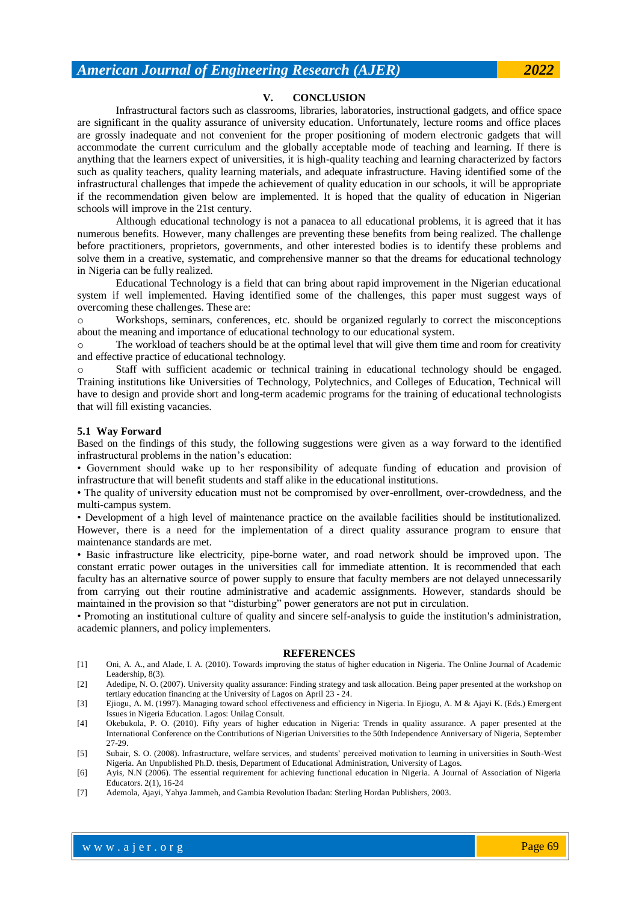## V. CONCLUSION

Infrastructural factors such as classrooms, libraries, laboratories, instructional gadgets, and office space are significant in the quality assurance of university education. Unfortunately, lecture rooms and office places are grossly inadequate and not convenient for the proper positioning of modern electronic gadgets that will accommodate the current curriculum and the globally acceptable mode of teaching and learning. If there is anything that the learners expect of universities, it is high-quality teaching and learning characterized by factors such as quality teachers, quality learning materials, and adequate infrastructure. Having identified some of the infrastructural challenges that impede the achievement of quality education in our schools, it will be appropriate if the recommendation given below are implemented. It is hoped that the quality of education in Nigerian schools will improve in the 21st century.

Although educational technology is not a panacea to all educational problems, it is agreed that it has numerous benefits. However, many challenges are preventing these benefits from being realized. The challenge before practitioners, proprietors, governments, and other interested bodies is to identify these problems and solve them in a creative, systematic, and comprehensive manner so that the dreams for educational technology in Nigeria can be fully realized.

Educational Technology is a field that can bring about rapid improvement in the Nigerian educational system if well implemented. Having identified some of the challenges, this paper must suggest ways of overcoming these challenges. These are:

- Workshops, seminars, conferences, etc. should be organized regularly to correct the misconceptions about the meaning and importance of educational technology to our educational system.
- The workload of teachers should be at the optimal level that will give them time and room for creativity and effective practice of educational technology.
- Staff with sufficient academic or technical training in educational technology should be engaged. Training institutions like Universities of Technology, Polytechnics, and Colleges of Education, Technical will have to design and provide short and long-term academic programs for the training of educational technologists that will fill existing vacancies.

### 5.1 Way Forward

Based on the findings of this study, the following suggestions were given as a way forward to the identified infrastructural problems in the nation's education:

- Government should wake up to her responsibility of adequate funding of education and provision of infrastructure that will benefit students and staff alike in the educational institutions.
- The quality of university education must not be compromised by over-enrollment, over-crowdedness, and the multi-campus system.
- Development of a high level of maintenance practice on the available facilities should be institutionalized. However, there is a need for the implementation of a direct quality assurance program to ensure that maintenance standards are met.
- Basic infrastructure like electricity, pipe-borne water, and road network should be improved upon. The constant erratic power outages in the universities call for immediate attention. It is recommended that each faculty has an alternative source of power supply to ensure that faculty members are not delayed unnecessarily from carrying out their routine administrative and academic assignments. However, standards should be maintained in the provision so that "disturbing" power generators are not put in circulation.
- Promoting an institutional culture of quality and sincere self-analysis to guide the institution's administration, academic planners, and policy implementers.

## REFERENCES

[1] Oni, A. A., and Alade, I. A. (2010). Towards improving the status of higher education in Nigeria. The Online Journal of Academic Leadership, 8(3).

[2] Adedipe, N. O. (2007). University quality assurance: Finding strategy and task allocation. Being paper presented at the workshop on tertiary education financing at the University of Lagos on April 23 - 24.

[3] Ejiogu, A. M. (1997). Managing toward school effectiveness and efficiency in Nigeria. In Ejiogu, A. M & Ajayi K. (Eds.) Emergent Issues in Nigeria Education. Lagos: Unilag Consult.

[4] Okebukola, P. O. (2010). Fifty years of higher education in Nigeria: Trends in quality assurance. A paper presented at the International Conference on the Contributions of Nigerian Universities to the 50th Independence Anniversary of Nigeria, September 27-29.

[5] Subair, S. O. (2008). Infrastructure, welfare services, and students' perceived motivation to learning in universities in South-West Nigeria. An Unpublished Ph.D. thesis, Department of Educational Administration, University of Lagos.

[6] Ayis, N.N (2006). The essential requirement for achieving functional education in Nigeria. A Journal of Association of Nigeria Educators. 2(1), 16-24

[7] Ademola, Ajayi, Yahya Jammeh, and Gambia Revolution Ibadan: Sterling Hordan Publishers, 2003.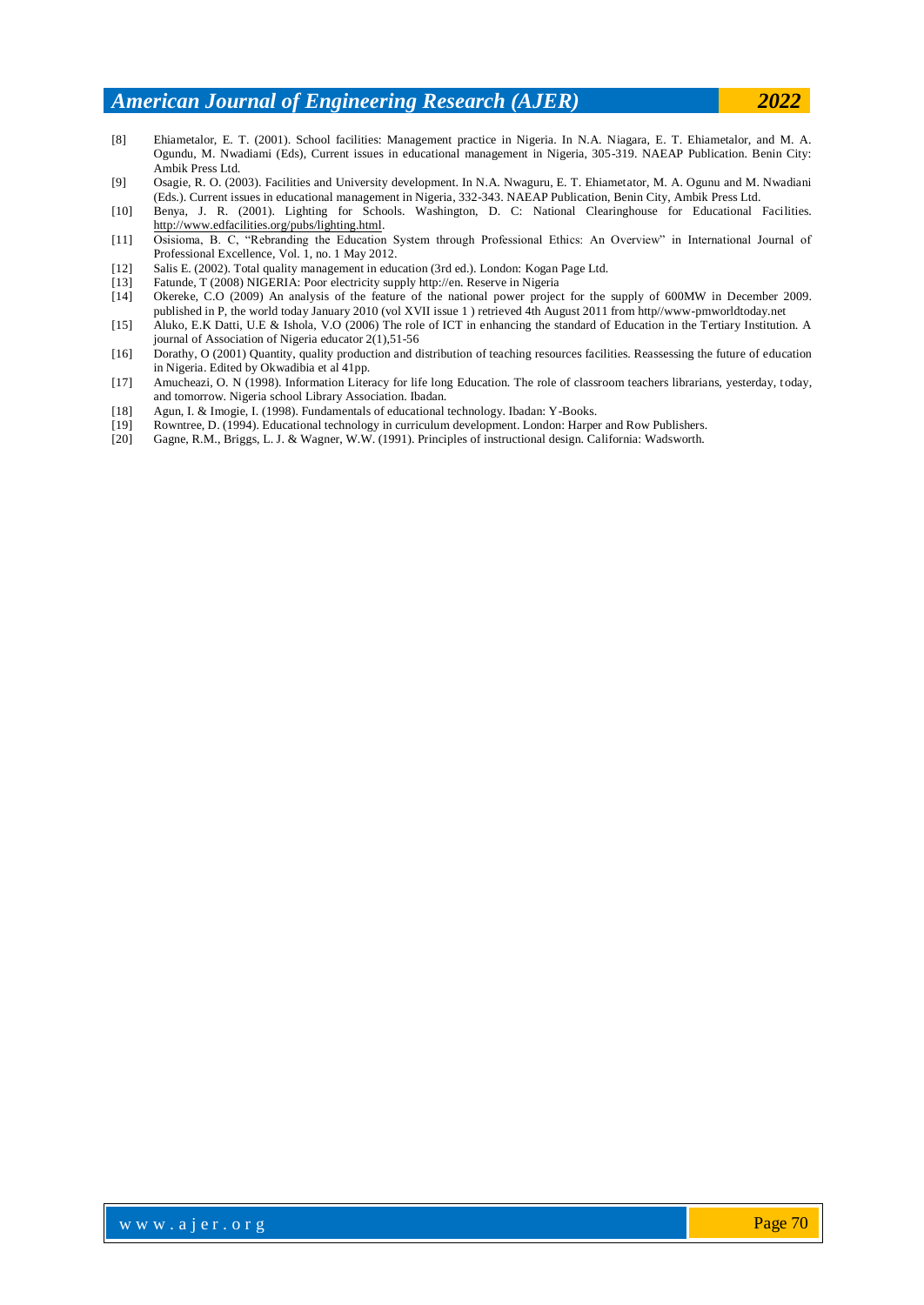[8] Ehiametalor, E. T. (2001). School facilities: Management practice in Nigeria. In N.A. Niagara, E. T. Ehiametalor, and M. A. Ogundu, M. Nwadiami (Eds), Current issues in educational management in Nigeria, 305-319. NAEAP Publication. Benin City: Ambik Press Ltd.

[9] Osagie, R. O. (2003). Facilities and University development. In N.A. Nwaguru, E. T. Ehiametator, M. A. Ogunu and M. Nwadiani (Eds.). Current issues in educational management in Nigeria, 332-343. NAEAP Publication, Benin City, Ambik Press Ltd.

[10] Benya, J. R. (2001). Lighting for Schools. Washington, D. C: National Clearinghouse for Educational Facilities. http://www.edfacilities.org/pubs/lighting.html.

[11] Osisioma, B. C, "Rebranding the Education System through Professional Ethics: An Overview" in International Journal of Professional Excellence, Vol. 1, no. 1 May 2012.

[12] Salis E. (2002). Total quality management in education (3rd ed.). London: Kogan Page Ltd.

[13] Fatunde, T (2008) NIGERIA: Poor electricity supply http://en. Reserve in Nigeria

[14] Okereke, C.O (2009) An analysis of the feature of the national power project for the supply of 600MW in December 2009. published in P, the world today January 2010 (vol XVII issue 1 ) retrieved 4th August 2011 from http//www-pmworldtoday.net

[15] Aluko, E.K Datti, U.E & Ishola, V.O (2006) The role of ICT in enhancing the standard of Education in the Tertiary Institution. A journal of Association of Nigeria educator 2(1),51-56

[16] Dorathy, O (2001) Quantity, quality production and distribution of teaching resources facilities. Reassessing the future of education in Nigeria. Edited by Okwadibia et al 41pp.

[17] Amucheazi, O. N (1998). Information Literacy for life long Education. The role of classroom teachers librarians, yesterday, today, and tomorrow. Nigeria school Library Association. Ibadan.

[18] Agun, I. & Imogie, I. (1998). Fundamentals of educational technology. Ibadan: Y-Books.

[19] Rowntree, D. (1994). Educational technology in curriculum development. London: Harper and Row Publishers.

[20] Gagne, R.M., Briggs, L. J. & Wagner, W.W. (1991). Principles of instructional design. California: Wadsworth.